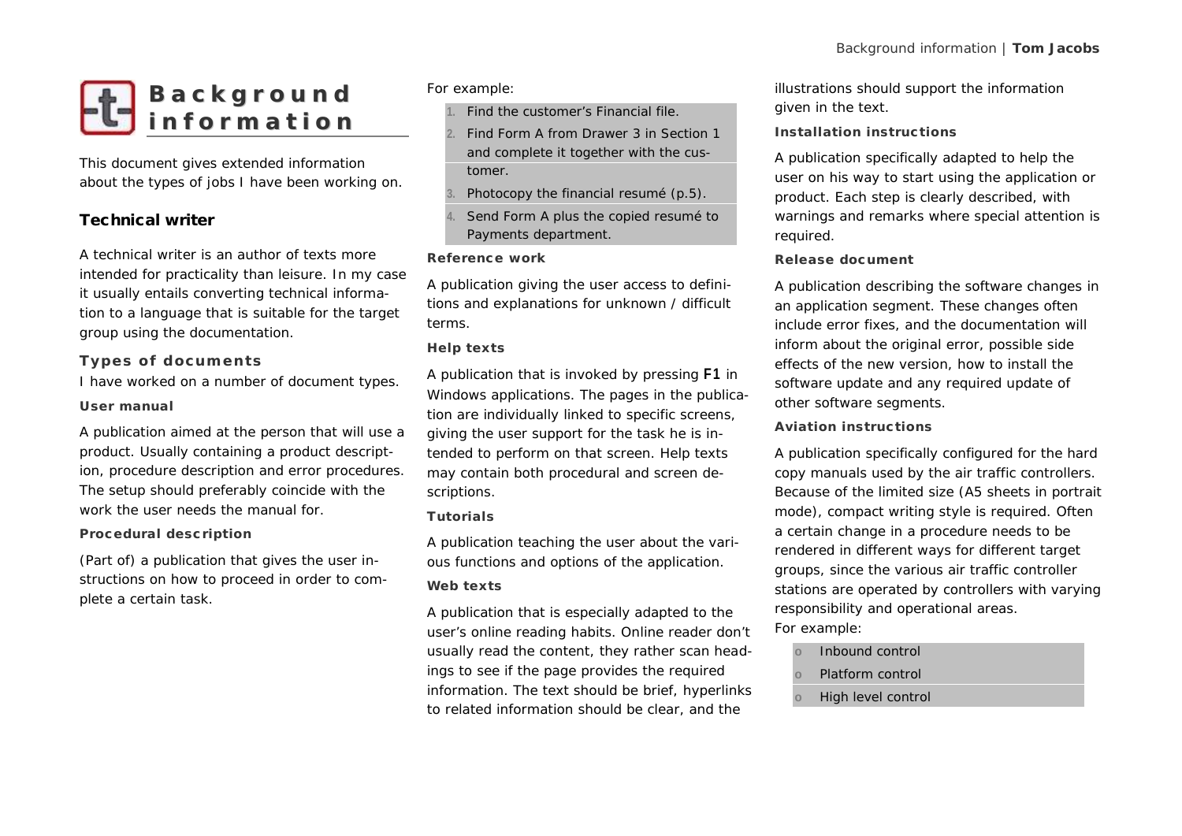# Background information

This document gives extended information about the types of jobs I have been working on.

## Technical writer

A technical writer is an author of texts more intended for practicality than leisure. In my case it usually entails converting technical information to a language that is suitable for the target group using the documentation.

### Types of documents

I have worked on a number of document types.

#### User manual

A publication aimed at the person that will use a product. Usually containing a product description, procedure description and error procedures. The setup should preferably coincide with the work the user needs the manual for.

#### Procedural description

(Part of) a publication that gives the user instructions on how to proceed in order to complete a certain task.

For example:

1. Find the customer's Financial file.
2. Find Form A from Drawer 3 in Section 1 and complete it together with the customer.
3. Photocopy the financial resumé (p.5).
4. Send Form A plus the copied resumé to Payments department.

#### Reference work

A publication giving the user access to definitions and explanations for unknown / difficult terms.

#### Help texts

A publication that is invoked by pressing **F1** in Windows applications. The pages in the publication are individually linked to specific screens, giving the user support for the task he is intended to perform on that screen. Help texts may contain both procedural and screen descriptions.

#### Tutorials

A publication teaching the user about the various functions and options of the application.

#### Web texts

A publication that is especially adapted to the user's online reading habits. Online reader don't usually read the content, they rather scan headings to see if the page provides the required information. The text should be brief, hyperlinks to related information should be clear, and the illustrations should support the information given in the text.

#### Installation instructions

A publication specifically adapted to help the user on his way to start using the application or product. Each step is clearly described, with warnings and remarks where special attention is required.

#### Release document

A publication describing the software changes in an application segment. These changes often include error fixes, and the documentation will inform about the original error, possible side effects of the new version, how to install the software update and any required update of other software segments.

#### Aviation instructions

A publication specifically configured for the hard copy manuals used by the air traffic controllers. Because of the limited size (A5 sheets in portrait mode), compact writing style is required. Often a certain change in a procedure needs to be rendered in different ways for different target groups, since the various air traffic controller stations are operated by controllers with varying responsibility and operational areas.
For example:

- Inbound control
- Platform control
- High level control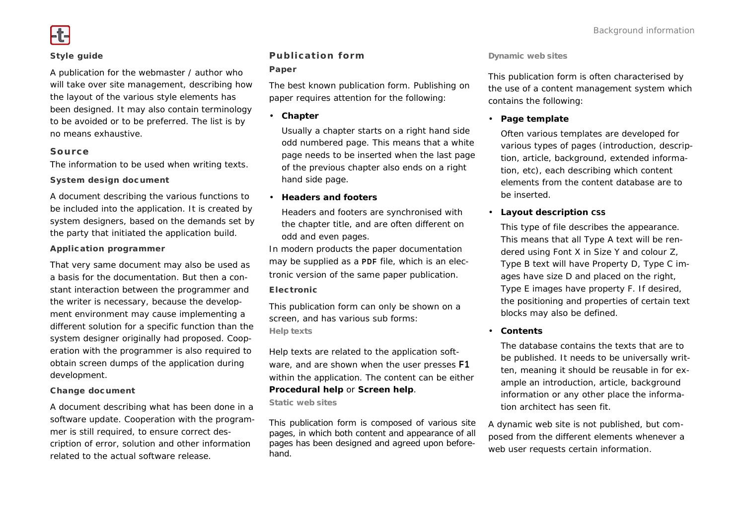### Style guide

A publication for the webmaster / author who will take over site management, describing how the layout of the various style elements has been designed. It may also contain terminology to be avoided or to be preferred. The list is by no means exhaustive.

## Source

The information to be used when writing texts.

### System design document

A document describing the various functions to be included into the application. It is created by system designers, based on the demands set by the party that initiated the application build.

### Application programmer

That very same document may also be used as a basis for the documentation. But then a constant interaction between the programmer and the writer is necessary, because the development environment may cause implementing a different solution for a specific function than the system designer originally had proposed. Cooperation with the programmer is also required to obtain screen dumps of the application during development.

### Change document

A document describing what has been done in a software update. Cooperation with the programmer is still required, to ensure correct description of error, solution and other information related to the actual software release.

## Publication form

### Paper

The best known publication form. Publishing on paper requires attention for the following:

- **Chapter**

  Usually a chapter starts on a right hand side odd numbered page. This means that a white page needs to be inserted when the last page of the previous chapter also ends on a right hand side page.

- **Headers and footers**

  Headers and footers are synchronised with the chapter title, and are often different on odd and even pages.

In modern products the paper documentation may be supplied as a PDF file, which is an electronic version of the same paper publication.

### Electronic

This publication form can only be shown on a screen, and has various sub forms:

#### Help texts

Help texts are related to the application software, and are shown when the user presses F1 within the application. The content can be either **Procedural help** or **Screen help**.

#### Static web sites

This publication form is composed of various site pages, in which both content and appearance of all pages has been designed and agreed upon beforehand.

#### Dynamic web sites

This publication form is often characterised by the use of a content management system which contains the following:

- **Page template**

  Often various templates are developed for various types of pages (introduction, description, article, background, extended information, etc), each describing which content elements from the content database are to be inserted.

- **Layout description CSS**

  This type of file describes the appearance. This means that all Type A text will be rendered using Font X in Size Y and colour Z, Type B text will have Property D, Type C images have size D and placed on the right, Type E images have property F. If desired, the positioning and properties of certain text blocks may also be defined.

- **Contents**

  The database contains the texts that are to be published. It needs to be universally written, meaning it should be reusable in for example an introduction, article, background information or any other place the information architect has seen fit.

A dynamic web site is not published, but composed from the different elements whenever a web user requests certain information.